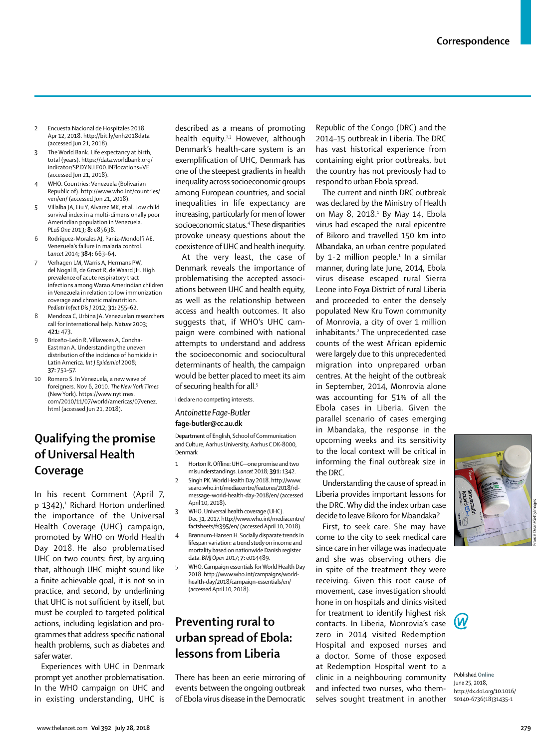2. Encuesta Nacional de Hospitales 2018. Apr 12, 2018. http://bit.ly/enh2018data (accessed Jun 21, 2018).
3. The World Bank. Life expectancy at birth, total (years). https://data.worldbank.org/indicator/SP.DYN.LE00.IN?locations=VE (accessed Jun 21, 2018).
4. WHO. Countries: Venezuela (Bolivarian Republic of). http://www.who.int/countries/ven/en/ (accessed Jun 21, 2018).
5. Villalba JA, Liu Y, Alvarez MK, et al. Low child survival index in a multi-dimensionally poor Amerindian population in Venezuela. *PLoS One* 2013; **8:** e85638.
6. Rodríguez-Morales AJ, Paniz-Mondolfi AE. Venezuela's failure in malaria control. *Lancet* 2014; **384:** 663–64.
7. Verhagen LM, Warris A, Hermans PW, del Nogal B, de Groot R, de Waard JH. High prevalence of acute respiratory tract infections among Warao Amerindian children in Venezuela in relation to low immunization coverage and chronic malnutrition. *Pediatr Infect Dis J* 2012; **31:** 255–62.
8. Mendoza C, Urbina JA. Venezuelan researchers call for international help. *Nature* 2003; **421:** 473.
9. Briceño-León R, Villaveces A, Concha-Eastman A. Understanding the uneven distribution of the incidence of homicide in Latin America. *Int J Epidemiol* 2008; **37:** 751–57.
10. Romero S. In Venezuela, a new wave of foreigners. Nov 6, 2010. *The New York Times* (New York). https://www.nytimes.com/2010/11/07/world/americas/07venez.html (accessed Jun 21, 2018).

## Qualifying the promise of Universal Health Coverage

In his recent Comment (April 7, p 1342),[1] Richard Horton underlined the importance of the Universal Health Coverage (UHC) campaign, promoted by WHO on World Health Day 2018. He also problematised UHC on two counts: first, by arguing that, although UHC might sound like a finite achievable goal, it is not so in practice, and second, by underlining that UHC is not sufficient by itself, but must be coupled to targeted political actions, including legislation and programmes that address specific national health problems, such as diabetes and safer water.

Experiences with UHC in Denmark prompt yet another problematisation. In the WHO campaign on UHC and in existing understanding, UHC is described as a means of promoting health equity.[2,3] However, although Denmark's health-care system is an exemplification of UHC, Denmark has one of the steepest gradients in health inequality across socioeconomic groups among European countries, and social inequalities in life expectancy are increasing, particularly for men of lower socioeconomic status.[4] These disparities provoke uneasy questions about the coexistence of UHC and health inequity.

At the very least, the case of Denmark reveals the importance of problematising the accepted associations between UHC and health equity, as well as the relationship between access and health outcomes. It also suggests that, if WHO's UHC campaign were combined with national attempts to understand and address the socioeconomic and sociocultural determinants of health, the campaign would be better placed to meet its aim of securing health for all.[5]

I declare no competing interests.

*Antoinette Fage-Butler*
**fage-butler@cc.au.dk**

Department of English, School of Communication and Culture, Aarhus University, Aarhus C DK-8000, Denmark

1. Horton R. Offline: UHC—one promise and two misunderstandings. *Lancet* 2018; **391:** 1342.
2. Singh PK. World Health Day 2018. http://www.searo.who.int/mediacentre/features/2018/rd-message-world-health-day-2018/en/ (accessed April 10, 2018).
3. WHO. Universal health coverage (UHC). Dec 31, 2017. http://www.who.int/mediacentre/factsheets/fs395/en/ (accessed April 10, 2018).
4. Brønnum-Hansen H. Socially disparate trends in lifespan variation: a trend study on income and mortality based on nationwide Danish register data. *BMJ Open* 2017; **7:** e014489.
5. WHO. Campaign essentials for World Health Day 2018. http://www.who.int/campaigns/world-health-day/2018/campaign-essentials/en/ (accessed April 10, 2018).

## Preventing rural to urban spread of Ebola: lessons from Liberia

There has been an eerie mirroring of events between the ongoing outbreak of Ebola virus disease in the Democratic Republic of the Congo (DRC) and the 2014–15 outbreak in Liberia. The DRC has vast historical experience from containing eight prior outbreaks, but the country has not previously had to respond to urban Ebola spread.

The current and ninth DRC outbreak was declared by the Ministry of Health on May 8, 2018.[1] By May 14, Ebola virus had escaped the rural epicentre of Bikoro and travelled 150 km into Mbandaka, an urban centre populated by 1·2 million people.[1] In a similar manner, during late June, 2014, Ebola virus disease escaped rural Sierra Leone into Foya District of rural Liberia and proceeded to enter the densely populated New Kru Town community of Monrovia, a city of over 1 million inhabitants.[2] The unprecedented case counts of the west African epidemic were largely due to this unprecedented migration into unprepared urban centres. At the height of the outbreak in September, 2014, Monrovia alone was accounting for 51% of all the Ebola cases in Liberia. Given the parallel scenario of cases emerging in Mbandaka, the response in the upcoming weeks and its sensitivity to the local context will be critical in informing the final outbreak size in the DRC.

Understanding the cause of spread in Liberia provides important lessons for the DRC. Why did the index urban case decide to leave Bikoro for Mbandaka?

First, to seek care. She may have come to the city to seek medical care since care in her village was inadequate and she was observing others die in spite of the treatment they were receiving. Given this root cause of movement, case investigation should hone in on hospitals and clinics visited for treatment to identify highest risk contacts. In Liberia, Monrovia's case zero in 2014 visited Redemption Hospital and exposed nurses and a doctor. Some of those exposed at Redemption Hospital went to a clinic in a neighbouring community and infected two nurses, who themselves sought treatment in another

Francis Dean/Getty Images

Published Online June 25, 2018, http://dx.doi.org/10.1016/S0140-6736(18)31435-1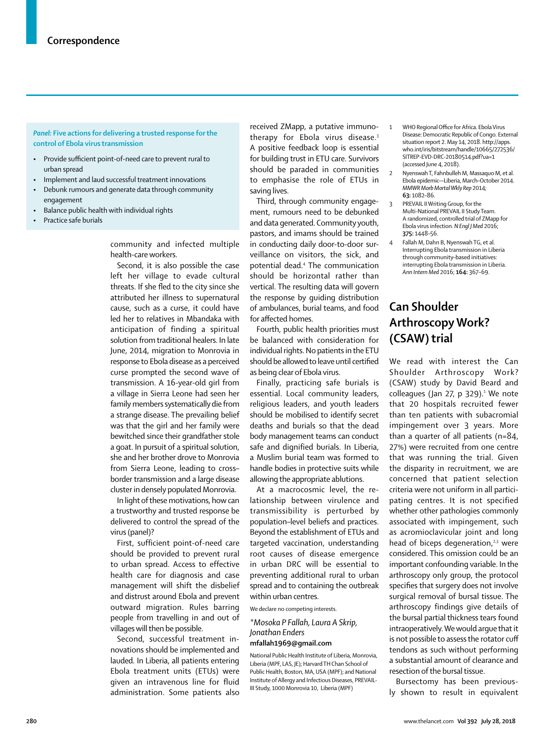## Correspondence

*Panel:* **Five actions for delivering a trusted response for the control of Ebola virus transmission**

- Provide sufficient point-of-need care to prevent rural to urban spread
- Implement and laud successful treatment innovations
- Debunk rumours and generate data through community engagement
- Balance public health with individual rights
- Practice safe burials

community and infected multiple health-care workers.

Second, it is also possible the case left her village to evade cultural threats. If she fled to the city since she attributed her illness to supernatural cause, such as a curse, it could have led her to relatives in Mbandaka with anticipation of finding a spiritual solution from traditional healers. In late June, 2014, migration to Monrovia in response to Ebola disease as a perceived curse prompted the second wave of transmission. A 16-year-old girl from a village in Sierra Leone had seen her family members systematically die from a strange disease. The prevailing belief was that the girl and her family were bewitched since their grandfather stole a goat. In pursuit of a spiritual solution, she and her brother drove to Monrovia from Sierra Leone, leading to cross–border transmission and a large disease cluster in densely populated Monrovia.

In light of these motivations, how can a trustworthy and trusted response be delivered to control the spread of the virus (panel)?

First, sufficient point-of-need care should be provided to prevent rural to urban spread. Access to effective health care for diagnosis and case management will shift the disbelief and distrust around Ebola and prevent outward migration. Rules barring people from travelling in and out of villages will then be possible.

Second, successful treatment innovations should be implemented and lauded. In Liberia, all patients entering Ebola treatment units (ETUs) were given an intravenous line for fluid administration. Some patients also received ZMapp, a putative immunotherapy for Ebola virus disease.[3] A positive feedback loop is essential for building trust in ETU care. Survivors should be paraded in communities to emphasise the role of ETUs in saving lives.

Third, through community engagement, rumours need to be debunked and data generated. Community youth, pastors, and imams should be trained in conducting daily door-to-door surveillance on visitors, the sick, and potential dead.[4] The communication should be horizontal rather than vertical. The resulting data will govern the response by guiding distribution of ambulances, burial teams, and food for affected homes.

Fourth, public health priorities must be balanced with consideration for individual rights. No patients in the ETU should be allowed to leave until certified as being clear of Ebola virus.

Finally, practicing safe burials is essential. Local community leaders, religious leaders, and youth leaders should be mobilised to identify secret deaths and burials so that the dead body management teams can conduct safe and dignified burials. In Liberia, a Muslim burial team was formed to handle bodies in protective suits while allowing the appropriate ablutions.

At a macrocosmic level, the relationship between virulence and transmissibility is perturbed by population–level beliefs and practices. Beyond the establishment of ETUs and targeted vaccination, understanding root causes of disease emergence in urban DRC will be essential to preventing additional rural to urban spread and to containing the outbreak within urban centres.

We declare no competing interests.

*\*Mosoka P Fallah, Laura A Skrip, Jonathan Enders*
**mfallah1969@gmail.com**

National Public Health Institute of Liberia, Monrovia, Liberia (MPF, LAS, JE); Harvard TH Chan School of Public Health, Boston, MA, USA (MPF); and National Institute of Allergy and Infectious Diseases, PREVAIL-III Study, 1000 Monrovia 10, Liberia (MPF)

1. WHO Regional Office for Africa. Ebola Virus Disease: Democratic Republic of Congo. External situation report 2. May 14, 2018. http://apps.who.int/iris/bitstream/handle/10665/272536/SITREP-EVD-DRC-20180514.pdf?ua=1 (accessed June 4, 2018).
2. Nyenswah T, Fahnbulleh M, Massaquo M, et al. Ebola epidemic—Liberia, March–October 2014. *MMWR Morb Mortal Wkly Rep* 2014; **63:** 1082–86.
3. PREVAIL II Writing Group, for the Multi-National PREVAIL II Study Team. A randomized, controlled trial of ZMapp for Ebola virus infection. *N Engl J Med* 2016; **375:** 1448–56.
4. Fallah M, Dahn B, Nyenswah TG, et al. Interrupting Ebola transmission in Liberia through community-based initiatives: interrupting Ebola transmission in Liberia. *Ann Intern Med* 2016; **164:** 367–69.

# Can Shoulder Arthroscopy Work? (CSAW) trial

We read with interest the Can Shoulder Arthroscopy Work? (CSAW) study by David Beard and colleagues (Jan 27, p 329).[1] We note that 20 hospitals recruited fewer than ten patients with subacromial impingement over 3 years. More than a quarter of all patients (n=84, 27%) were recruited from one centre that was running the trial. Given the disparity in recruitment, we are concerned that patient selection criteria were not uniform in all participating centres. It is not specified whether other pathologies commonly associated with impingement, such as acromioclavicular joint and long head of biceps degeneration,[2,3] were considered. This omission could be an important confounding variable. In the arthroscopy only group, the protocol specifies that surgery does not involve surgical removal of bursal tissue. The arthroscopy findings give details of the bursal partial thickness tears found intraoperatively. We would argue that it is not possible to assess the rotator cuff tendons as such without performing a substantial amount of clearance and resection of the bursal tissue.

Bursectomy has been previously shown to result in equivalent